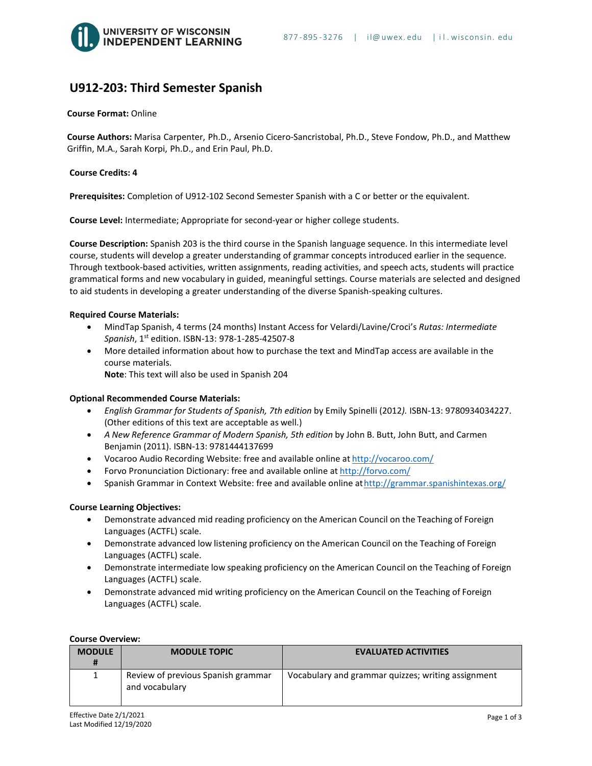# U912-203: Third Semester Spanish

**Course Format:** Online

**Course Authors:** Marisa Carpenter, Ph.D., Arsenio Cicero-Sancristobal, Ph.D., Steve Fondow, Ph.D., and Matthew Griffin, M.A., Sarah Korpi, Ph.D., and Erin Paul, Ph.D.

**Course Credits: 4**

**Prerequisites:** Completion of U912-102 Second Semester Spanish with a C or better or the equivalent.

**Course Level:** Intermediate; Appropriate for second-year or higher college students.

**Course Description:** Spanish 203 is the third course in the Spanish language sequence. In this intermediate level course, students will develop a greater understanding of grammar concepts introduced earlier in the sequence. Through textbook-based activities, written assignments, reading activities, and speech acts, students will practice grammatical forms and new vocabulary in guided, meaningful settings. Course materials are selected and designed to aid students in developing a greater understanding of the diverse Spanish-speaking cultures.

**Required Course Materials:**

- MindTap Spanish, 4 terms (24 months) Instant Access for Velardi/Lavine/Croci's *Rutas: Intermediate Spanish*, 1st edition. ISBN-13: 978-1-285-42507-8
- More detailed information about how to purchase the text and MindTap access are available in the course materials.
  **Note**: This text will also be used in Spanish 204

**Optional Recommended Course Materials:**

- *English Grammar for Students of Spanish, 7th edition* by Emily Spinelli (2012*).* ISBN-13: 9780934034227. (Other editions of this text are acceptable as well.)
- *A New Reference Grammar of Modern Spanish, 5th edition* by John B. Butt, John Butt, and Carmen Benjamin (2011). ISBN-13: 9781444137699
- Vocaroo Audio Recording Website: free and available online at http://vocaroo.com/
- Forvo Pronunciation Dictionary: free and available online at http://forvo.com/
- Spanish Grammar in Context Website: free and available online at http://grammar.spanishintexas.org/

**Course Learning Objectives:**

- Demonstrate advanced mid reading proficiency on the American Council on the Teaching of Foreign Languages (ACTFL) scale.
- Demonstrate advanced low listening proficiency on the American Council on the Teaching of Foreign Languages (ACTFL) scale.
- Demonstrate intermediate low speaking proficiency on the American Council on the Teaching of Foreign Languages (ACTFL) scale.
- Demonstrate advanced mid writing proficiency on the American Council on the Teaching of Foreign Languages (ACTFL) scale.

**Course Overview:**

| MODULE # | MODULE TOPIC | EVALUATED ACTIVITIES |
|---|---|---|
| 1 | Review of previous Spanish grammar and vocabulary | Vocabulary and grammar quizzes; writing assignment |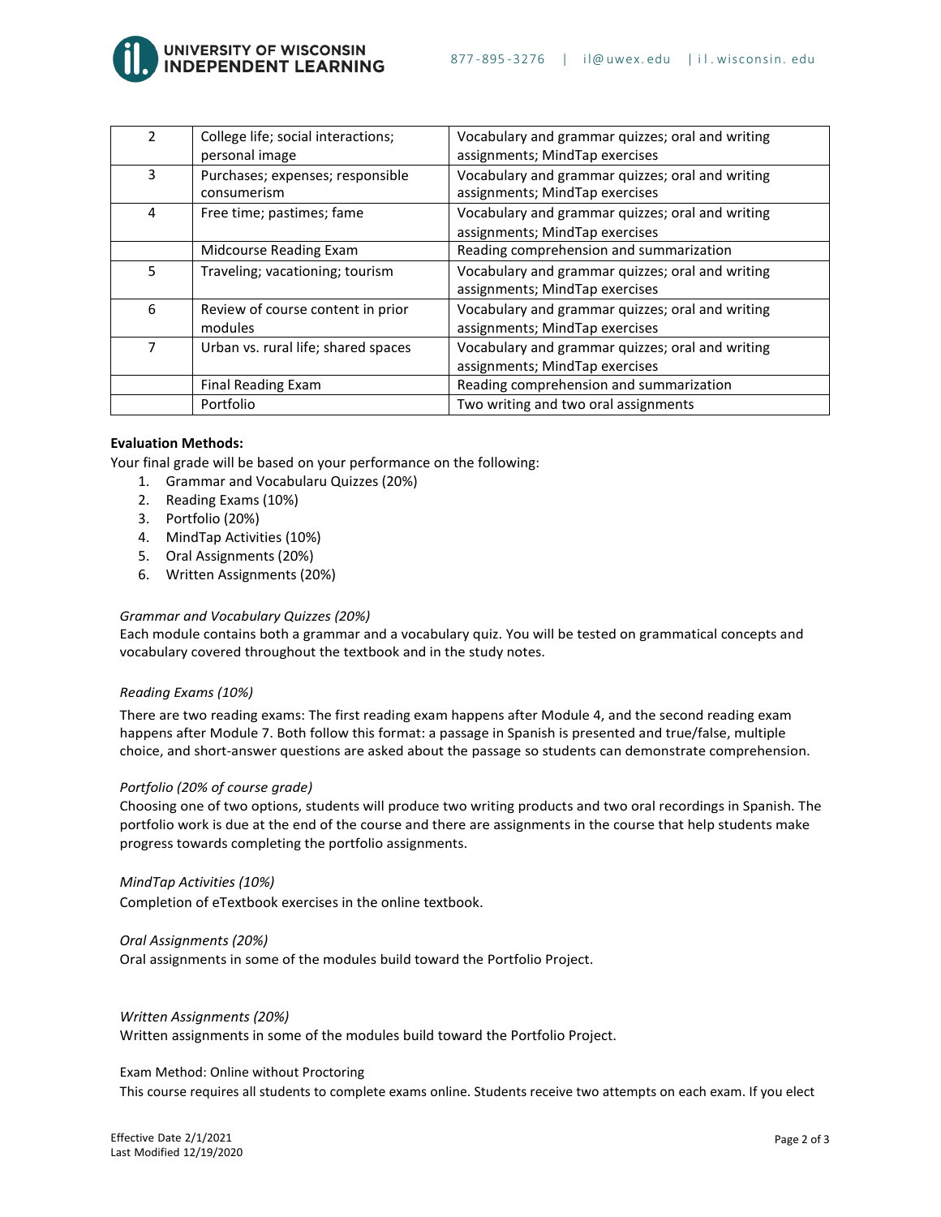| 2 | College life; social interactions; personal image | Vocabulary and grammar quizzes; oral and writing assignments; MindTap exercises |
|---|---|---|
| 3 | Purchases; expenses; responsible consumerism | Vocabulary and grammar quizzes; oral and writing assignments; MindTap exercises |
| 4 | Free time; pastimes; fame | Vocabulary and grammar quizzes; oral and writing assignments; MindTap exercises |
| | Midcourse Reading Exam | Reading comprehension and summarization |
| 5 | Traveling; vacationing; tourism | Vocabulary and grammar quizzes; oral and writing assignments; MindTap exercises |
| 6 | Review of course content in prior modules | Vocabulary and grammar quizzes; oral and writing assignments; MindTap exercises |
| 7 | Urban vs. rural life; shared spaces | Vocabulary and grammar quizzes; oral and writing assignments; MindTap exercises |
| | Final Reading Exam | Reading comprehension and summarization |
| | Portfolio | Two writing and two oral assignments |

**Evaluation Methods:**

Your final grade will be based on your performance on the following:

1. Grammar and Vocabularu Quizzes (20%)
2. Reading Exams (10%)
3. Portfolio (20%)
4. MindTap Activities (10%)
5. Oral Assignments (20%)
6. Written Assignments (20%)

*Grammar and Vocabulary Quizzes (20%)*

Each module contains both a grammar and a vocabulary quiz. You will be tested on grammatical concepts and vocabulary covered throughout the textbook and in the study notes.

*Reading Exams (10%)*

There are two reading exams: The first reading exam happens after Module 4, and the second reading exam happens after Module 7. Both follow this format: a passage in Spanish is presented and true/false, multiple choice, and short-answer questions are asked about the passage so students can demonstrate comprehension.

*Portfolio (20% of course grade)*

Choosing one of two options, students will produce two writing products and two oral recordings in Spanish. The portfolio work is due at the end of the course and there are assignments in the course that help students make progress towards completing the portfolio assignments.

*MindTap Activities (10%)*

Completion of eTextbook exercises in the online textbook.

*Oral Assignments (20%)*

Oral assignments in some of the modules build toward the Portfolio Project.

*Written Assignments (20%)*

Written assignments in some of the modules build toward the Portfolio Project.

Exam Method: Online without Proctoring

This course requires all students to complete exams online. Students receive two attempts on each exam. If you elect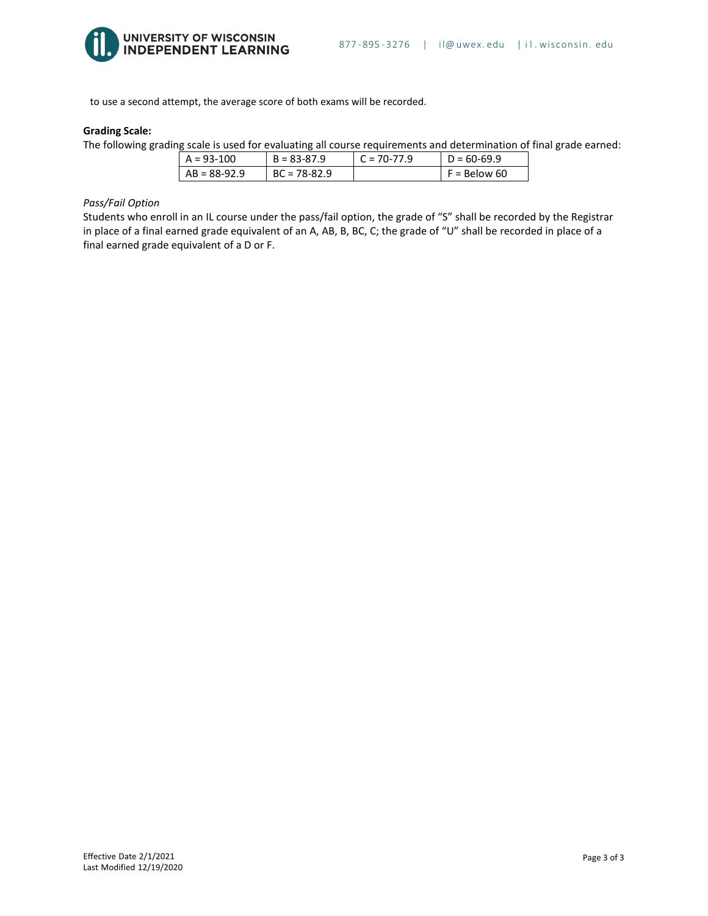to use a second attempt, the average score of both exams will be recorded.

**Grading Scale:**

The following grading scale is used for evaluating all course requirements and determination of final grade earned:

| | | | |
|---|---|---|---|
| A = 93-100 | B = 83-87.9 | C = 70-77.9 | D = 60-69.9 |
| AB = 88-92.9 | BC = 78-82.9 | | F = Below 60 |

*Pass/Fail Option*

Students who enroll in an IL course under the pass/fail option, the grade of "S" shall be recorded by the Registrar in place of a final earned grade equivalent of an A, AB, B, BC, C; the grade of "U" shall be recorded in place of a final earned grade equivalent of a D or F.

Effective Date 2/1/2021
Last Modified 12/19/2020